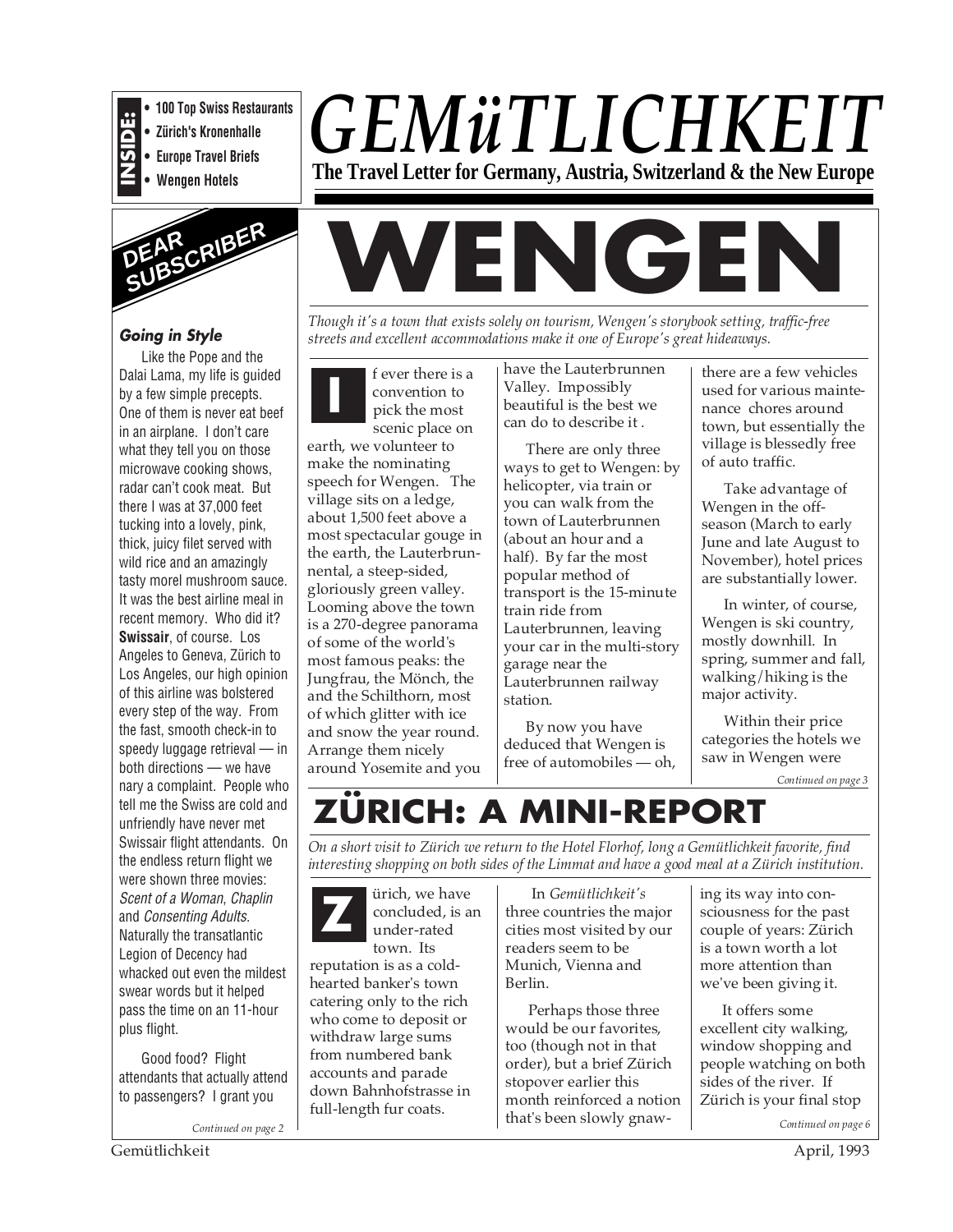**INSIDE:**
- 100 Top Swiss Restaurants
- Zürich's Kronenhalle
- Europe Travel Briefs
- Wengen Hotels

# GEMüTLICHKEIT

**The Travel Letter for Germany, Austria, Switzerland & the New Europe**

## DEAR SUBSCRIBER

### *Going in Style*

Like the Pope and the Dalai Lama, my life is guided by a few simple precepts. One of them is never eat beef in an airplane. I don't care what they tell you on those microwave cooking shows, radar can't cook meat. But there I was at 37,000 feet tucking into a lovely, pink, thick, juicy filet served with wild rice and an amazingly tasty morel mushroom sauce. It was the best airline meal in recent memory. Who did it? **Swissair**, of course. Los Angeles to Geneva, Zürich to Los Angeles, our high opinion of this airline was bolstered every step of the way. From the fast, smooth check-in to speedy luggage retrieval — in both directions — we have nary a complaint. People who tell me the Swiss are cold and unfriendly have never met Swissair flight attendants. On the endless return flight we were shown three movies: *Scent of a Woman*, *Chaplin* and *Consenting Adults*. Naturally the transatlantic Legion of Decency had whacked out even the mildest swear words but it helped pass the time on an 11-hour plus flight.

Good food? Flight attendants that actually attend to passengers? I grant you

*Continued on page 2*

# WENGEN

*Though it's a town that exists solely on tourism, Wengen's storybook setting, traffic-free streets and excellent accommodations make it one of Europe's great hideaways.*

If ever there is a convention to pick the most scenic place on earth, we volunteer to make the nominating speech for Wengen. The village sits on a ledge, about 1,500 feet above a most spectacular gouge in the earth, the Lauterbrunnental, a steep-sided, gloriously green valley. Looming above the town is a 270-degree panorama of some of the world's most famous peaks: the Jungfrau, the Mönch, the and the Schilthorn, most of which glitter with ice and snow the year round. Arrange them nicely around Yosemite and you have the Lauterbrunnen Valley. Impossibly beautiful is the best we can do to describe it .

There are only three ways to get to Wengen: by helicopter, via train or you can walk from the town of Lauterbrunnen (about an hour and a half). By far the most popular method of transport is the 15-minute train ride from Lauterbrunnen, leaving your car in the multi-story garage near the Lauterbrunnen railway station.

By now you have deduced that Wengen is free of automobiles — oh, there are a few vehicles used for various maintenance chores around town, but essentially the village is blessedly free of auto traffic.

Take advantage of Wengen in the off-season (March to early June and late August to November), hotel prices are substantially lower.

In winter, of course, Wengen is ski country, mostly downhill. In spring, summer and fall, walking/hiking is the major activity.

Within their price categories the hotels we saw in Wengen were

*Continued on page 3*

# ZÜRICH: A MINI-REPORT

*On a short visit to Zürich we return to the Hotel Florhof, long a Gemütlichkeit favorite, find interesting shopping on both sides of the Limmat and have a good meal at a Zürich institution.*

Zürich, we have concluded, is an under-rated town. Its reputation is as a cold-hearted banker's town catering only to the rich who come to deposit or withdraw large sums from numbered bank accounts and parade down Bahnhofstrasse in full-length fur coats.

In *Gemütlichkeit's* three countries the major cities most visited by our readers seem to be Munich, Vienna and Berlin.

Perhaps those three would be our favorites, too (though not in that order), but a brief Zürich stopover earlier this month reinforced a notion that's been slowly gnawing its way into consciousness for the past couple of years: Zürich is a town worth a lot more attention than we've been giving it.

It offers some excellent city walking, window shopping and people watching on both sides of the river. If Zürich is your final stop

*Continued on page 6*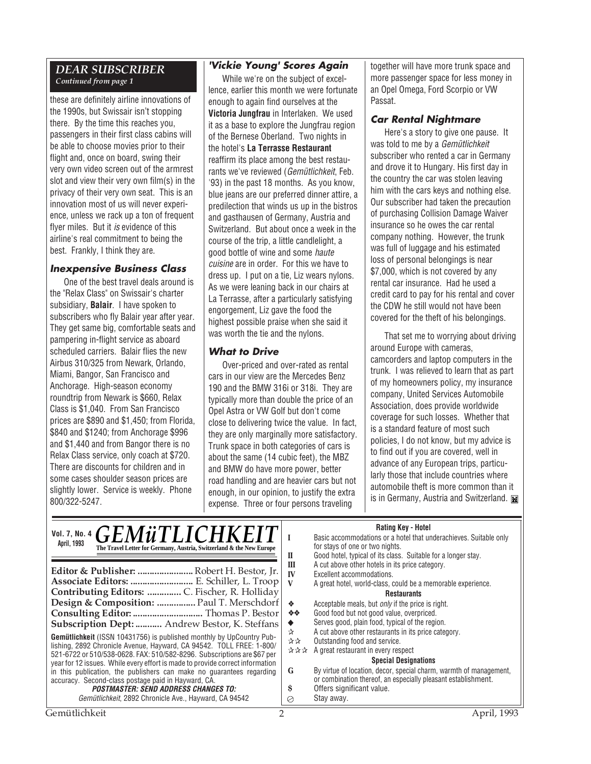## DEAR SUBSCRIBER

*Continued from page 1*

these are definitely airline innovations of the 1990s, but Swissair isn't stopping there. By the time this reaches you, passengers in their first class cabins will be able to choose movies prior to their flight and, once on board, swing their very own video screen out of the armrest slot and view their very own film(s) in the privacy of their very own seat. This is an innovation most of us will never experience, unless we rack up a ton of frequent flyer miles. But it *is* evidence of this airline's real commitment to being the best. Frankly, I think they are.

### Inexpensive Business Class

One of the best travel deals around is the "Relax Class" on Swissair's charter subsidiary, **Balair**. I have spoken to subscribers who fly Balair year after year. They get same big, comfortable seats and pampering in-flight service as aboard scheduled carriers. Balair flies the new Airbus 310/325 from Newark, Orlando, Miami, Bangor, San Francisco and Anchorage. High-season economy roundtrip from Newark is $660, Relax Class is $1,040. From San Francisco prices are $890 and $1,450; from Florida, $840 and $1240; from Anchorage $996 and $1,440 and from Bangor there is no Relax Class service, only coach at $720. There are discounts for children and in some cases shoulder season prices are slightly lower. Service is weekly. Phone 800/322-5247.

### 'Vickie Young' Scores Again

While we're on the subject of excellence, earlier this month we were fortunate enough to again find ourselves at the **Victoria Jungfrau** in Interlaken. We used it as a base to explore the Jungfrau region of the Bernese Oberland. Two nights in the hotel's **La Terrasse Restaurant** reaffirm its place among the best restaurants we've reviewed (*Gemütlichkeit*, Feb. '93) in the past 18 months. As you know, blue jeans are our preferred dinner attire, a predilection that winds us up in the bistros and gasthausen of Germany, Austria and Switzerland. But about once a week in the course of the trip, a little candlelight, a good bottle of wine and some *haute cuisine* are in order. For this we have to dress up. I put on a tie, Liz wears nylons. As we were leaning back in our chairs at La Terrasse, after a particularly satisfying engorgement, Liz gave the food the highest possible praise when she said it was worth the tie and the nylons.

### What to Drive

Over-priced and over-rated as rental cars in our view are the Mercedes Benz 190 and the BMW 316i or 318i. They are typically more than double the price of an Opel Astra or VW Golf but don't come close to delivering twice the value. In fact, they are only marginally more satisfactory. Trunk space in both categories of cars is about the same (14 cubic feet), the MBZ and BMW do have more power, better road handling and are heavier cars but not enough, in our opinion, to justify the extra expense. Three or four persons traveling together will have more trunk space and more passenger space for less money in an Opel Omega, Ford Scorpio or VW Passat.

### Car Rental Nightmare

Here's a story to give one pause. It was told to me by a *Gemütlichkeit* subscriber who rented a car in Germany and drove it to Hungary. His first day in the country the car was stolen leaving him with the cars keys and nothing else. Our subscriber had taken the precaution of purchasing Collision Damage Waiver insurance so he owes the car rental company nothing. However, the trunk was full of luggage and his estimated loss of personal belongings is near $7,000, which is not covered by any rental car insurance. Had he used a credit card to pay for his rental and cover the CDW he still would not have been covered for the theft of his belongings.

That set me to worrying about driving around Europe with cameras, camcorders and laptop computers in the trunk. I was relieved to learn that as part of my homeowners policy, my insurance company, United Services Automobile Association, does provide worldwide coverage for such losses. Whether that is a standard feature of most such policies, I do not know, but my advice is to find out if you are covered, well in advance of any European trips, particularly those that include countries where automobile theft is more common than it is in Germany, Austria and Switzerland.

---

Vol. 7, No. 4
April, 1993

# GEMüTLICHKEIT

**The Travel Letter for Germany, Austria, Switzerland & the New Europe**

**Editor & Publisher:** Robert H. Bestor, Jr.
**Associate Editors:** E. Schiller, L. Troop
**Contributing Editors:** C. Fischer, R. Holliday
**Design & Composition:** Paul T. Merschdorf
**Consulting Editor:** Thomas P. Bestor
**Subscription Dept:** Andrew Bestor, K. Steffans

**Gemütlichkeit** (ISSN 10431756) is published monthly by UpCountry Publishing, 2892 Chronicle Avenue, Hayward, CA 94542. TOLL FREE: 1-800/521-6722 or 510/538-0628. FAX: 510/582-8296. Subscriptions are $67 per year for 12 issues. While every effort is made to provide correct information in this publication, the publishers can make no guarantees regarding accuracy. Second-class postage paid in Hayward, CA.

***POSTMASTER: SEND ADDRESS CHANGES TO:***
*Gemütlichkeit*, 2892 Chronicle Ave., Hayward, CA 94542

**Rating Key - Hotel**

| | |
|---|---|
| I | Basic accommodations or a hotel that underachieves. Suitable only for stays of one or two nights. |
| II | Good hotel, typical of its class. Suitable for a longer stay. |
| III | A cut above other hotels in its price category. |
| IV | Excellent accommodations. |
| V | A great hotel, world-class, could be a memorable experience. |

**Restaurants**

| | |
|---|---|
| ❖ | Acceptable meals, but *only* if the price is right. |
| ❖❖ | Good food but not good value, overpriced. |
| ◆ | Serves good, plain food, typical of the region. |
| ☆ | A cut above other restaurants in its price category. |
| ☆☆ | Outstanding food and service. |
| ☆☆☆ | A great restaurant in every respect |

**Special Designations**

| | |
|---|---|
| G | By virtue of location, decor, special charm, warmth of management, or combination thereof, an especially pleasant establishment. |
| $ | Offers significant value. |
| ⊘ | Stay away. |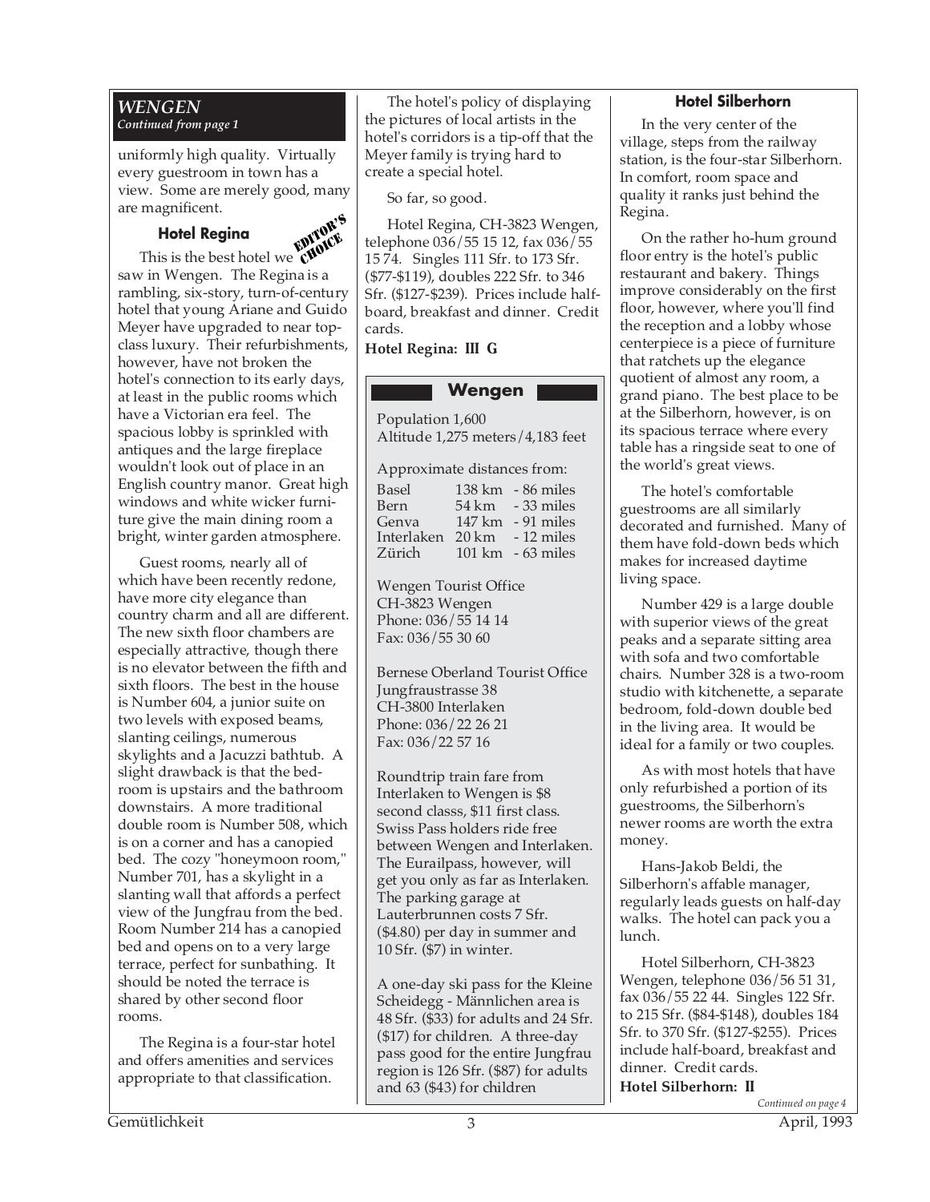## *WENGEN*

*Continued from page 1*

uniformly high quality. Virtually every guestroom in town has a view. Some are merely good, many are magnificent.

### Hotel Regina

EDITOR'S CHOICE

This is the best hotel we saw in Wengen. The Regina is a rambling, six-story, turn-of-century hotel that young Ariane and Guido Meyer have upgraded to near top-class luxury. Their refurbishments, however, have not broken the hotel's connection to its early days, at least in the public rooms which have a Victorian era feel. The spacious lobby is sprinkled with antiques and the large fireplace wouldn't look out of place in an English country manor. Great high windows and white wicker furniture give the main dining room a bright, winter garden atmosphere.

Guest rooms, nearly all of which have been recently redone, have more city elegance than country charm and all are different. The new sixth floor chambers are especially attractive, though there is no elevator between the fifth and sixth floors. The best in the house is Number 604, a junior suite on two levels with exposed beams, slanting ceilings, numerous skylights and a Jacuzzi bathtub. A slight drawback is that the bedroom is upstairs and the bathroom downstairs. A more traditional double room is Number 508, which is on a corner and has a canopied bed. The cozy "honeymoon room," Number 701, has a skylight in a slanting wall that affords a perfect view of the Jungfrau from the bed. Room Number 214 has a canopied bed and opens on to a very large terrace, perfect for sunbathing. It should be noted the terrace is shared by other second floor rooms.

The Regina is a four-star hotel and offers amenities and services appropriate to that classification.

The hotel's policy of displaying the pictures of local artists in the hotel's corridors is a tip-off that the Meyer family is trying hard to create a special hotel.

So far, so good.

Hotel Regina, CH-3823 Wengen, telephone 036/55 15 12, fax 036/55 15 74. Singles 111 Sfr. to 173 Sfr. ($77-$119), doubles 222 Sfr. to 346 Sfr. ($127-$239). Prices include half-board, breakfast and dinner. Credit cards.

**Hotel Regina: III G**

### Wengen

Population 1,600
Altitude 1,275 meters/4,183 feet

Approximate distances from:

| | | |
|---|---|---|
| Basel | 138 km | - 86 miles |
| Bern | 54 km | - 33 miles |
| Genva | 147 km | - 91 miles |
| Interlaken | 20 km | - 12 miles |
| Zürich | 101 km | - 63 miles |

Wengen Tourist Office
CH-3823 Wengen
Phone: 036/55 14 14
Fax: 036/55 30 60

Bernese Oberland Tourist Office
Jungfraustrasse 38
CH-3800 Interlaken
Phone: 036/22 26 21
Fax: 036/22 57 16

Roundtrip train fare from Interlaken to Wengen is $8 second classs, $11 first class. Swiss Pass holders ride free between Wengen and Interlaken. The Eurailpass, however, will get you only as far as Interlaken. The parking garage at Lauterbrunnen costs 7 Sfr. ($4.80) per day in summer and 10 Sfr. ($7) in winter.

A one-day ski pass for the Kleine Scheidegg - Männlichen area is 48 Sfr. ($33) for adults and 24 Sfr. ($17) for children. A three-day pass good for the entire Jungfrau region is 126 Sfr. ($87) for adults and 63 ($43) for children

### Hotel Silberhorn

In the very center of the village, steps from the railway station, is the four-star Silberhorn. In comfort, room space and quality it ranks just behind the Regina.

On the rather ho-hum ground floor entry is the hotel's public restaurant and bakery. Things improve considerably on the first floor, however, where you'll find the reception and a lobby whose centerpiece is a piece of furniture that ratchets up the elegance quotient of almost any room, a grand piano. The best place to be at the Silberhorn, however, is on its spacious terrace where every table has a ringside seat to one of the world's great views.

The hotel's comfortable guestrooms are all similarly decorated and furnished. Many of them have fold-down beds which makes for increased daytime living space.

Number 429 is a large double with superior views of the great peaks and a separate sitting area with sofa and two comfortable chairs. Number 328 is a two-room studio with kitchenette, a separate bedroom, fold-down double bed in the living area. It would be ideal for a family or two couples.

As with most hotels that have only refurbished a portion of its guestrooms, the Silberhorn's newer rooms are worth the extra money.

Hans-Jakob Beldi, the Silberhorn's affable manager, regularly leads guests on half-day walks. The hotel can pack you a lunch.

Hotel Silberhorn, CH-3823 Wengen, telephone 036/56 51 31, fax 036/55 22 44. Singles 122 Sfr. to 215 Sfr. ($84-$148), doubles 184 Sfr. to 370 Sfr. ($127-$255). Prices include half-board, breakfast and dinner. Credit cards.

**Hotel Silberhorn: II**

*Continued on page 4*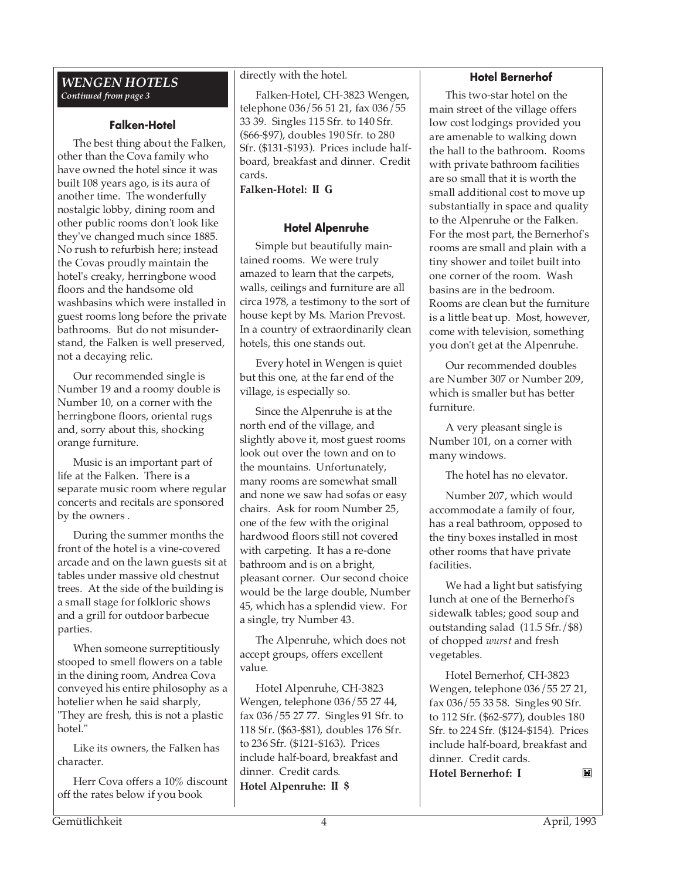## *WENGEN HOTELS*

*Continued from page 3*

### Falken-Hotel

The best thing about the Falken, other than the Cova family who have owned the hotel since it was built 108 years ago, is its aura of another time. The wonderfully nostalgic lobby, dining room and other public rooms don't look like they've changed much since 1885. No rush to refurbish here; instead the Covas proudly maintain the hotel's creaky, herringbone wood floors and the handsome old washbasins which were installed in guest rooms long before the private bathrooms. But do not misunderstand, the Falken is well preserved, not a decaying relic.

Our recommended single is Number 19 and a roomy double is Number 10, on a corner with the herringbone floors, oriental rugs and, sorry about this, shocking orange furniture.

Music is an important part of life at the Falken. There is a separate music room where regular concerts and recitals are sponsored by the owners .

During the summer months the front of the hotel is a vine-covered arcade and on the lawn guests sit at tables under massive old chestnut trees. At the side of the building is a small stage for folkloric shows and a grill for outdoor barbecue parties.

When someone surreptitiously stooped to smell flowers on a table in the dining room, Andrea Cova conveyed his entire philosophy as a hotelier when he said sharply, "They are fresh, this is not a plastic hotel."

Like its owners, the Falken has character.

Herr Cova offers a 10% discount off the rates below if you book directly with the hotel.

Falken-Hotel, CH-3823 Wengen, telephone 036/56 51 21, fax 036/55 33 39. Singles 115 Sfr. to 140 Sfr. ($66-$97), doubles 190 Sfr. to 280 Sfr. ($131-$193). Prices include half-board, breakfast and dinner. Credit cards.

**Falken-Hotel: II G**

### Hotel Alpenruhe

Simple but beautifully maintained rooms. We were truly amazed to learn that the carpets, walls, ceilings and furniture are all circa 1978, a testimony to the sort of house kept by Ms. Marion Prevost. In a country of extraordinarily clean hotels, this one stands out.

Every hotel in Wengen is quiet but this one, at the far end of the village, is especially so.

Since the Alpenruhe is at the north end of the village, and slightly above it, most guest rooms look out over the town and on to the mountains. Unfortunately, many rooms are somewhat small and none we saw had sofas or easy chairs. Ask for room Number 25, one of the few with the original hardwood floors still not covered with carpeting. It has a re-done bathroom and is on a bright, pleasant corner. Our second choice would be the large double, Number 45, which has a splendid view. For a single, try Number 43.

The Alpenruhe, which does not accept groups, offers excellent value.

Hotel Alpenruhe, CH-3823 Wengen, telephone 036/55 27 44, fax 036/55 27 77. Singles 91 Sfr. to 118 Sfr. ($63-$81), doubles 176 Sfr. to 236 Sfr. ($121-$163). Prices include half-board, breakfast and dinner. Credit cards.

**Hotel Alpenruhe: II $**

### Hotel Bernerhof

This two-star hotel on the main street of the village offers low cost lodgings provided you are amenable to walking down the hall to the bathroom. Rooms with private bathroom facilities are so small that it is worth the small additional cost to move up substantially in space and quality to the Alpenruhe or the Falken. For the most part, the Bernerhof's rooms are small and plain with a tiny shower and toilet built into one corner of the room. Wash basins are in the bedroom. Rooms are clean but the furniture is a little beat up. Most, however, come with television, something you don't get at the Alpenruhe.

Our recommended doubles are Number 307 or Number 209, which is smaller but has better furniture.

A very pleasant single is Number 101, on a corner with many windows.

The hotel has no elevator.

Number 207, which would accommodate a family of four, has a real bathroom, opposed to the tiny boxes installed in most other rooms that have private facilities.

We had a light but satisfying lunch at one of the Bernerhof's sidewalk tables; good soup and outstanding salad (11.5 Sfr./$8) of chopped *wurst* and fresh vegetables.

Hotel Bernerhof, CH-3823 Wengen, telephone 036/55 27 21, fax 036/55 33 58. Singles 90 Sfr. to 112 Sfr. ($62-$77), doubles 180 Sfr. to 224 Sfr. ($124-$154). Prices include half-board, breakfast and dinner. Credit cards.

**Hotel Bernerhof: I**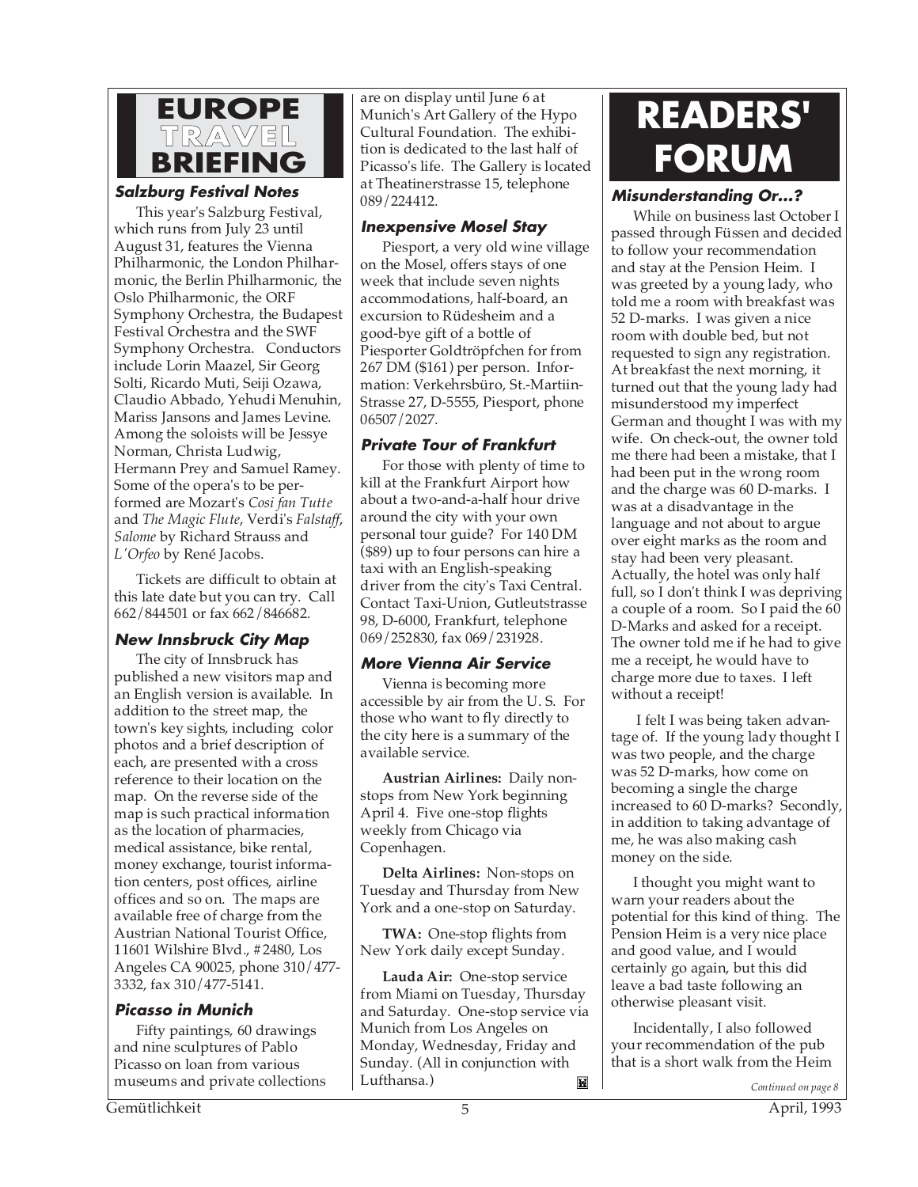# EUROPE TRAVEL BRIEFING

### Salzburg Festival Notes

This year's Salzburg Festival, which runs from July 23 until August 31, features the Vienna Philharmonic, the London Philharmonic, the Berlin Philharmonic, the Oslo Philharmonic, the ORF Symphony Orchestra, the Budapest Festival Orchestra and the SWF Symphony Orchestra. Conductors include Lorin Maazel, Sir Georg Solti, Ricardo Muti, Seiji Ozawa, Claudio Abbado, Yehudi Menuhin, Mariss Jansons and James Levine. Among the soloists will be Jessye Norman, Christa Ludwig, Hermann Prey and Samuel Ramey. Some of the opera's to be performed are Mozart's *Cosi fan Tutte* and *The Magic Flute*, Verdi's *Falstaff*, *Salome* by Richard Strauss and *L'Orfeo* by René Jacobs.

Tickets are difficult to obtain at this late date but you can try. Call 662/844501 or fax 662/846682.

### New Innsbruck City Map

The city of Innsbruck has published a new visitors map and an English version is available. In addition to the street map, the town's key sights, including color photos and a brief description of each, are presented with a cross reference to their location on the map. On the reverse side of the map is such practical information as the location of pharmacies, medical assistance, bike rental, money exchange, tourist information centers, post offices, airline offices and so on. The maps are available free of charge from the Austrian National Tourist Office, 11601 Wilshire Blvd., #2480, Los Angeles CA 90025, phone 310/477-3332, fax 310/477-5141.

### Picasso in Munich

Fifty paintings, 60 drawings and nine sculptures of Pablo Picasso on loan from various museums and private collections are on display until June 6 at Munich's Art Gallery of the Hypo Cultural Foundation. The exhibition is dedicated to the last half of Picasso's life. The Gallery is located at Theatinerstrasse 15, telephone 089/224412.

### Inexpensive Mosel Stay

Piesport, a very old wine village on the Mosel, offers stays of one week that include seven nights accommodations, half-board, an excursion to Rüdesheim and a good-bye gift of a bottle of Piesporter Goldtröpfchen for from 267 DM ($161) per person. Information: Verkehrsbüro, St.-Martiin-Strasse 27, D-5555, Piesport, phone 06507/2027.

### Private Tour of Frankfurt

For those with plenty of time to kill at the Frankfurt Airport how about a two-and-a-half hour drive around the city with your own personal tour guide? For 140 DM ($89) up to four persons can hire a taxi with an English-speaking driver from the city's Taxi Central. Contact Taxi-Union, Gutleutstrasse 98, D-6000, Frankfurt, telephone 069/252830, fax 069/231928.

### More Vienna Air Service

Vienna is becoming more accessible by air from the U. S. For those who want to fly directly to the city here is a summary of the available service.

**Austrian Airlines:** Daily nonstops from New York beginning April 4. Five one-stop flights weekly from Chicago via Copenhagen.

**Delta Airlines:** Non-stops on Tuesday and Thursday from New York and a one-stop on Saturday.

**TWA:** One-stop flights from New York daily except Sunday.

**Lauda Air:** One-stop service from Miami on Tuesday, Thursday and Saturday. One-stop service via Munich from Los Angeles on Monday, Wednesday, Friday and Sunday. (All in conjunction with Lufthansa.)

# READERS' FORUM

### Misunderstanding Or...?

While on business last October I passed through Füssen and decided to follow your recommendation and stay at the Pension Heim. I was greeted by a young lady, who told me a room with breakfast was 52 D-marks. I was given a nice room with double bed, but not requested to sign any registration. At breakfast the next morning, it turned out that the young lady had misunderstood my imperfect German and thought I was with my wife. On check-out, the owner told me there had been a mistake, that I had been put in the wrong room and the charge was 60 D-marks. I was at a disadvantage in the language and not about to argue over eight marks as the room and stay had been very pleasant. Actually, the hotel was only half full, so I don't think I was depriving a couple of a room. So I paid the 60 D-Marks and asked for a receipt. The owner told me if he had to give me a receipt, he would have to charge more due to taxes. I left without a receipt!

I felt I was being taken advantage of. If the young lady thought I was two people, and the charge was 52 D-marks, how come on becoming a single the charge increased to 60 D-marks? Secondly, in addition to taking advantage of me, he was also making cash money on the side.

I thought you might want to warn your readers about the potential for this kind of thing. The Pension Heim is a very nice place and good value, and I would certainly go again, but this did leave a bad taste following an otherwise pleasant visit.

Incidentally, I also followed your recommendation of the pub that is a short walk from the Heim

*Continued on page 8*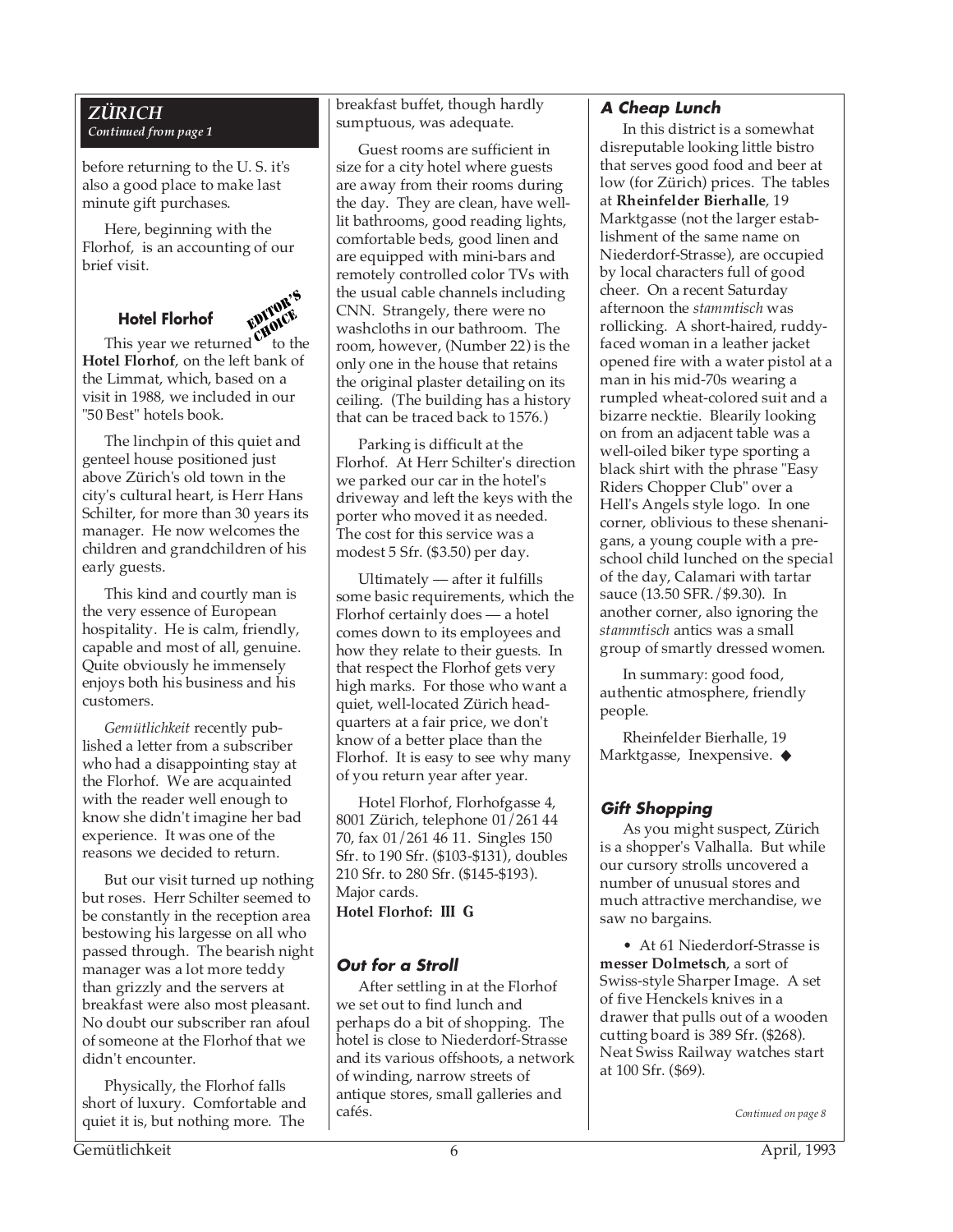## ZÜRICH

*Continued from page 1*

before returning to the U. S. it's also a good place to make last minute gift purchases.

Here, beginning with the Florhof, is an accounting of our brief visit.

### Hotel Florhof

EDITOR'S CHOICE

This year we returned to the **Hotel Florhof**, on the left bank of the Limmat, which, based on a visit in 1988, we included in our "50 Best" hotels book.

The linchpin of this quiet and genteel house positioned just above Zürich's old town in the city's cultural heart, is Herr Hans Schilter, for more than 30 years its manager. He now welcomes the children and grandchildren of his early guests.

This kind and courtly man is the very essence of European hospitality. He is calm, friendly, capable and most of all, genuine. Quite obviously he immensely enjoys both his business and his customers.

*Gemütlichkeit* recently published a letter from a subscriber who had a disappointing stay at the Florhof. We are acquainted with the reader well enough to know she didn't imagine her bad experience. It was one of the reasons we decided to return.

But our visit turned up nothing but roses. Herr Schilter seemed to be constantly in the reception area bestowing his largesse on all who passed through. The bearish night manager was a lot more teddy than grizzly and the servers at breakfast were also most pleasant. No doubt our subscriber ran afoul of someone at the Florhof that we didn't encounter.

Physically, the Florhof falls short of luxury. Comfortable and quiet it is, but nothing more. The breakfast buffet, though hardly sumptuous, was adequate.

Guest rooms are sufficient in size for a city hotel where guests are away from their rooms during the day. They are clean, have well-lit bathrooms, good reading lights, comfortable beds, good linen and are equipped with mini-bars and remotely controlled color TVs with the usual cable channels including CNN. Strangely, there were no washcloths in our bathroom. The room, however, (Number 22) is the only one in the house that retains the original plaster detailing on its ceiling. (The building has a history that can be traced back to 1576.)

Parking is difficult at the Florhof. At Herr Schilter's direction we parked our car in the hotel's driveway and left the keys with the porter who moved it as needed. The cost for this service was a modest 5 Sfr. ($3.50) per day.

Ultimately — after it fulfills some basic requirements, which the Florhof certainly does — a hotel comes down to its employees and how they relate to their guests. In that respect the Florhof gets very high marks. For those who want a quiet, well-located Zürich headquarters at a fair price, we don't know of a better place than the Florhof. It is easy to see why many of you return year after year.

Hotel Florhof, Florhofgasse 4, 8001 Zürich, telephone 01/261 44 70, fax 01/261 46 11. Singles 150 Sfr. to 190 Sfr. ($103-$131), doubles 210 Sfr. to 280 Sfr. ($145-$193). Major cards.

**Hotel Florhof: III G**

### Out for a Stroll

After settling in at the Florhof we set out to find lunch and perhaps do a bit of shopping. The hotel is close to Niederdorf-Strasse and its various offshoots, a network of winding, narrow streets of antique stores, small galleries and cafés.

### A Cheap Lunch

In this district is a somewhat disreputable looking little bistro that serves good food and beer at low (for Zürich) prices. The tables at **Rheinfelder Bierhalle**, 19 Marktgasse (not the larger establishment of the same name on Niederdorf-Strasse), are occupied by local characters full of good cheer. On a recent Saturday afternoon the *stammtisch* was rollicking. A short-haired, ruddy-faced woman in a leather jacket opened fire with a water pistol at a man in his mid-70s wearing a rumpled wheat-colored suit and a bizarre necktie. Blearily looking on from an adjacent table was a well-oiled biker type sporting a black shirt with the phrase "Easy Riders Chopper Club" over a Hell's Angels style logo. In one corner, oblivious to these shenanigans, a young couple with a pre-school child lunched on the special of the day, Calamari with tartar sauce (13.50 SFR./$9.30). In another corner, also ignoring the *stammtisch* antics was a small group of smartly dressed women.

In summary: good food, authentic atmosphere, friendly people.

Rheinfelder Bierhalle, 19 Marktgasse, Inexpensive. ◆

### Gift Shopping

As you might suspect, Zürich is a shopper's Valhalla. But while our cursory strolls uncovered a number of unusual stores and much attractive merchandise, we saw no bargains.

- At 61 Niederdorf-Strasse is **messer Dolmetsch**, a sort of Swiss-style Sharper Image. A set of five Henckels knives in a drawer that pulls out of a wooden cutting board is 389 Sfr. ($268). Neat Swiss Railway watches start at 100 Sfr. ($69).

*Continued on page 8*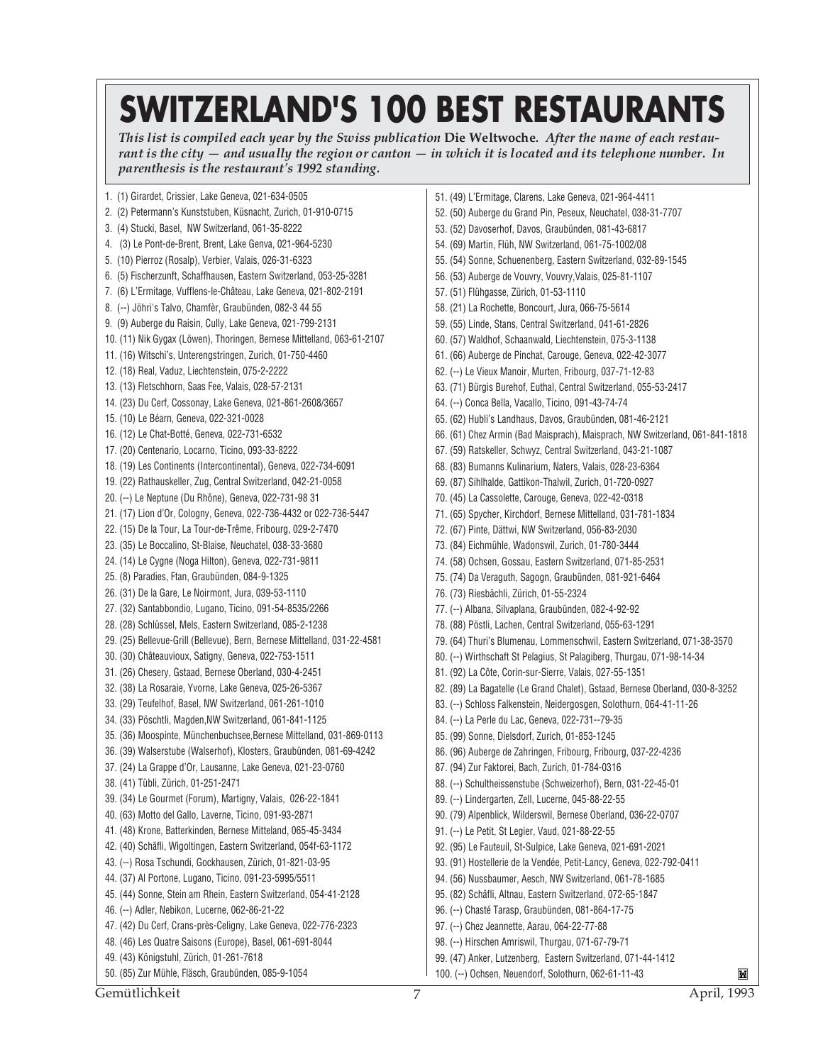# SWITZERLAND'S 100 BEST RESTAURANTS

*This list is compiled each year by the Swiss publication* **Die Weltwoche**. *After the name of each restaurant is the city — and usually the region or canton — in which it is located and its telephone number. In parenthesis is the restaurant's 1992 standing.*

1. (1) Girardet, Crissier, Lake Geneva, 021-634-0505
2. (2) Petermann's Kunststuben, Küsnacht, Zurich, 01-910-0715
3. (4) Stucki, Basel, NW Switzerland, 061-35-8222
4. (3) Le Pont-de-Brent, Brent, Lake Genva, 021-964-5230
5. (10) Pierroz (Rosalp), Verbier, Valais, 026-31-6323
6. (5) Fischerzunft, Schaffhausen, Eastern Switzerland, 053-25-3281
7. (6) L'Ermitage, Vufflens-le-Château, Lake Geneva, 021-802-2191
8. (--) Jöhri's Talvo, Chamfèr, Graubünden, 082-3 44 55
9. (9) Auberge du Raisin, Cully, Lake Geneva, 021-799-2131
10. (11) Nik Gygax (Löwen), Thoringen, Bernese Mittelland, 063-61-2107
11. (16) Witschi's, Unterengstringen, Zurich, 01-750-4460
12. (18) Real, Vaduz, Liechtenstein, 075-2-2222
13. (13) Fletschhorn, Saas Fee, Valais, 028-57-2131
14. (23) Du Cerf, Cossonay, Lake Geneva, 021-861-2608/3657
15. (10) Le Béarn, Geneva, 022-321-0028
16. (12) Le Chat-Botté, Geneva, 022-731-6532
17. (20) Centenario, Locarno, Ticino, 093-33-8222
18. (19) Les Continents (Intercontinental), Geneva, 022-734-6091
19. (22) Rathauskeller, Zug, Central Switzerland, 042-21-0058
20. (--) Le Neptune (Du Rhône), Geneva, 022-731-98 31
21. (17) Lion d'Or, Cologny, Geneva, 022-736-4432 or 022-736-5447
22. (15) De la Tour, La Tour-de-Trême, Fribourg, 029-2-7470
23. (35) Le Boccalino, St-Blaise, Neuchatel, 038-33-3680
24. (14) Le Cygne (Noga Hilton), Geneva, 022-731-9811
25. (8) Paradies, Ftan, Graubünden, 084-9-1325
26. (31) De la Gare, Le Noirmont, Jura, 039-53-1110
27. (32) Santabbondio, Lugano, Ticino, 091-54-8535/2266
28. (28) Schlüssel, Mels, Eastern Switzerland, 085-2-1238
29. (25) Bellevue-Grill (Bellevue), Bern, Bernese Mittleland, 031-22-4581
30. (30) Châteauvioux, Satigny, Geneva, 022-753-1511
31. (26) Chesery, Gstaad, Bernese Oberland, 030-4-2451
32. (38) La Rosaraie, Yvorne, Lake Geneva, 025-26-5367
33. (29) Teufelhof, Basel, NW Switzerland, 061-261-1010
34. (33) Pöschtli, Magden,NW Switzerland, 061-841-1125
35. (36) Moospinte, Münchenbuchsee,Bernese Mittelland, 031-869-0113
36. (39) Walserstube (Walserhof), Klosters, Graubünden, 081-69-4242
37. (24) La Grappe d'Or, Lausanne, Lake Geneva, 021-23-0760
38. (41) Tübli, Zürich, 01-251-2471
39. (34) Le Gourmet (Forum), Martigny, Valais, 026-22-1841
40. (63) Motto del Gallo, Laverne, Ticino, 091-93-2871
41. (48) Krone, Batterkinden, Bernese Mitteland, 065-45-3434
42. (40) Schäfli, Wigoltingen, Eastern Switzerland, 054f-63-1172
43. (--) Rosa Tschundi, Gockhausen, Zürich, 01-821-03-95
44. (37) Al Portone, Lugano, Ticino, 091-23-5995/5511
45. (44) Sonne, Stein am Rhein, Eastern Switzerland, 054-41-2128
46. (--) Adler, Nebikon, Lucerne, 062-86-21-22
47. (42) Du Cerf, Crans-près-Celigny, Lake Geneva, 022-776-2323
48. (46) Les Quatre Saisons (Europe), Basel, 061-691-8044
49. (43) Königstuhl, Zürich, 01-261-7618
50. (85) Zur Mühle, Fläsch, Graubünden, 085-9-1054
51. (49) L'Ermitage, Clarens, Lake Geneva, 021-964-4411
52. (50) Auberge du Grand Pin, Peseux, Neuchatel, 038-31-7707
53. (52) Davoserhof, Davos, Graubünden, 081-43-6817
54. (69) Martin, Flüh, NW Switzerland, 061-75-1002/08
55. (55) Sonne, Schuenenberg, Eastern Switzerland, 032-89-1545
56. (53) Auberge de Vouvry, Vouvry,Valais, 025-81-1107
57. (51) Flühgasse, Zürich, 01-53-1110
58. (21) La Rochette, Boncourt, Jura, 066-75-5614
59. (55) Linde, Stans, Central Switzerland, 041-61-2826
60. (57) Waldhof, Schaanwald, Liechtenstein, 075-3-1138
61. (66) Auberge de Pinchat, Carouge, Geneva, 022-42-3077
62. (--) Le Vieux Manoir, Murten, Fribourg, 037-71-12-83
63. (71) Bürgis Burehof, Euthal, Central Switzerland, 055-53-2417
64. (--) Conca Bella, Vacallo, Ticino, 091-43-74-74
65. (62) Hubli's Landhaus, Davos, Graubünden, 081-46-2121
66. (61) Chez Armin (Bad Maisprach), Maisprach, NW Switzerland, 061-841-1818
67. (59) Ratskeller, Schwyz, Central Switzerland, 043-21-1087
68. (83) Bumanns Kulinarium, Naters, Valais, 028-23-6364
69. (87) Sihlhalde, Gattikon-Thalwil, Zurich, 01-720-0927
70. (45) La Cassolette, Carouge, Geneva, 022-42-0318
71. (65) Spycher, Kirchdorf, Bernese Mittelland, 031-781-1834
72. (67) Pinte, Dättwi, NW Switzerland, 056-83-2030
73. (84) Eichmühle, Wadonswil, Zurich, 01-780-3444
74. (58) Ochsen, Gossau, Eastern Switzerland, 071-85-2531
75. (74) Da Veraguth, Sagogn, Graubünden, 081-921-6464
76. (73) Riesbächli, Zürich, 01-55-2324
77. (--) Albana, Silvaplana, Graubünden, 082-4-92-92
78. (88) Pöstli, Lachen, Central Switzerland, 055-63-1291
79. (64) Thuri's Blumenau, Lommenschwil, Eastern Switzerland, 071-38-3570
80. (--) Wirthschaft St Pelagius, St Palagiberg, Thurgau, 071-98-14-34
81. (92) La Côte, Corin-sur-Sierre, Valais, 027-55-1351
82. (89) La Bagatelle (Le Grand Chalet), Gstaad, Bernese Oberland, 030-8-3252
83. (--) Schloss Falkenstein, Neidergosgen, Solothurn, 064-41-11-26
84. (--) La Perle du Lac, Geneva, 022-731--79-35
85. (99) Sonne, Dielsdorf, Zurich, 01-853-1245
86. (96) Auberge de Zahringen, Fribourg, Fribourg, 037-22-4236
87. (94) Zur Faktorei, Bach, Zurich, 01-784-0316
88. (--) Schultheissenstube (Schweizerhof), Bern, 031-22-45-01
89. (--) Lindergarten, Zell, Lucerne, 045-88-22-55
90. (79) Alpenblick, Wilderswil, Bernese Oberland, 036-22-0707
91. (--) Le Petit, St Legier, Vaud, 021-88-22-55
92. (95) Le Fauteuil, St-Sulpice, Lake Geneva, 021-691-2021
93. (91) Hostellerie de la Vendée, Petit-Lancy, Geneva, 022-792-0411
94. (56) Nussbaumer, Aesch, NW Switzerland, 061-78-1685
95. (82) Schäfli, Altnau, Eastern Switzerland, 072-65-1847
96. (--) Chasté Tarasp, Graubünden, 081-864-17-75
97. (--) Chez Jeannette, Aarau, 064-22-77-88
98. (--) Hirschen Amriswil, Thurgau, 071-67-79-71
99. (47) Anker, Lutzenberg, Eastern Switzerland, 071-44-1412
100. (--) Ochsen, Neuendorf, Solothurn, 062-61-11-43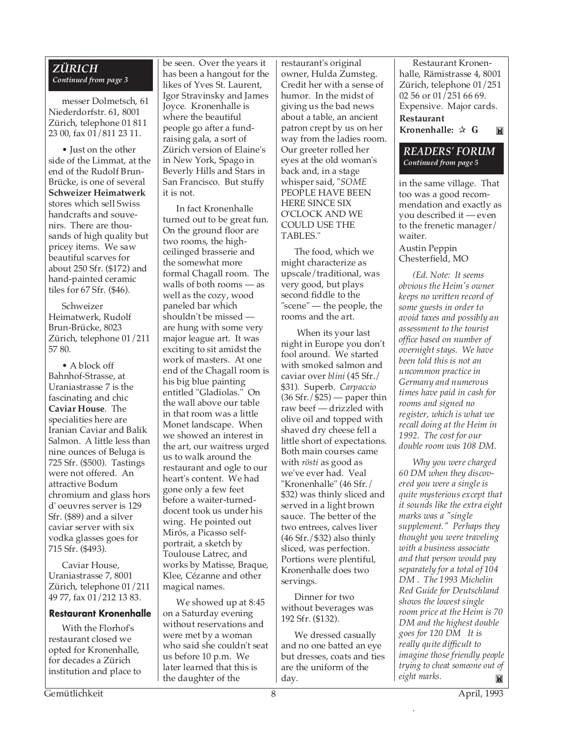## ZÜRICH

*Continued from page 3*

messer Dolmetsch, 61 Niederdorfstr. 61, 8001 Zürich, telephone 01 811 23 00, fax 01/811 23 11.

• Just on the other side of the Limmat, at the end of the Rudolf Brun-Brücke, is one of several **Schweizer Heimatwerk** stores which sell Swiss handcrafts and souvenirs. There are thousands of high quality but pricey items. We saw beautiful scarves for about 250 Sfr. ($172) and hand-painted ceramic tiles for 67 Sfr. ($46).

Schweizer Heimatwerk, Rudolf Brun-Brücke, 8023 Zürich, telephone 01/211 57 80.

• A block off Bahnhof-Strasse, at Uraniastrasse 7 is the fascinating and chic **Caviar House**. The specialities here are Iranian Caviar and Balik Salmon. A little less than nine ounces of Beluga is 725 Sfr. ($500). Tastings were not offered. An attractive Bodum chromium and glass hors d' oeuvres server is 129 Sfr. ($89) and a silver caviar server with six vodka glasses goes for 715 Sfr. ($493).

Caviar House, Uraniastrasse 7, 8001 Zürich, telephone 01/211 49 77, fax 01/212 13 83.

### Restaurant Kronenhalle

With the Florhof's restaurant closed we opted for Kronenhalle, for decades a Zürich institution and place to be seen. Over the years it has been a hangout for the likes of Yves St. Laurent, Igor Stravinsky and James Joyce. Kronenhalle is where the beautiful people go after a fund-raising gala, a sort of Zürich version of Elaine's in New York, Spago in Beverly Hills and Stars in San Francisco. But stuffy it is not.

In fact Kronenhalle turned out to be great fun. On the ground floor are two rooms, the high-ceilinged brasserie and the somewhat more formal Chagall room. The walls of both rooms — as well as the cozy, wood paneled bar which shouldn't be missed — are hung with some very major league art. It was exciting to sit amidst the work of masters. At one end of the Chagall room is his big blue painting entitled "Gladiolas." On the wall above our table in that room was a little Monet landscape. When we showed an interest in the art, our waitress urged us to walk around the restaurant and ogle to our heart's content. We had gone only a few feet before a waiter-turned-docent took us under his wing. He pointed out Mirós, a Picasso self-portrait, a sketch by Toulouse Latrec, and works by Matisse, Braque, Klee, Cézanne and other magical names.

We showed up at 8:45 on a Saturday evening without reservations and were met by a woman who said she couldn't seat us before 10 p.m. We later learned that this is the daughter of the restaurant's original owner, Hulda Zumsteg. Credit her with a sense of humor. In the midst of giving us the bad news about a table, an ancient patron crept by us on her way from the ladies room. Our greeter rolled her eyes at the old woman's back and, in a stage whisper said, "*SOME* PEOPLE HAVE BEEN HERE SINCE SIX O'CLOCK AND WE COULD USE THE TABLES."

The food, which we might characterize as upscale/traditional, was very good, but plays second fiddle to the "scene" — the people, the rooms and the art.

When its your last night in Europe you don't fool around. We started with smoked salmon and caviar over *blini* (45 Sfr./ $31). Superb. *Carpaccio* (36 Sfr./$25) — paper thin raw beef — drizzled with olive oil and topped with shaved dry cheese fell a little short of expectations. Both main courses came with *rösti* as good as we've ever had. Veal "Kronenhalle" (46 Sfr./ $32) was thinly sliced and served in a light brown sauce. The better of the two entrees, calves liver (46 Sfr./$32) also thinly sliced, was perfection. Portions were plentiful, Kronenhalle does two servings.

Dinner for two without beverages was 192 Sfr. ($132).

We dressed casually and no one batted an eye but dresses, coats and ties are the uniform of the day.

Restaurant Kronenhalle, Rämistrasse 4, 8001 Zürich, telephone 01/251 02 56 or 01/251 66 69. Expensive. Major cards.

**Restaurant Kronenhalle: ☆ G**

## READERS' FORUM

*Continued from page 5*

in the same village. That too was a good recommendation and exactly as you described it — even to the frenetic manager/ waiter.

Austin Peppin
Chesterfield, MO

*(Ed. Note: It seems obvious the Heim's owner keeps no written record of some guests in order to avoid taxes and possibly an assessment to the tourist office based on number of overnight stays. We have been told this is not an uncommon practice in Germany and numerous times have paid in cash for rooms and signed no register, which is what we recall doing at the Heim in 1992. The cost for our double room was 108 DM.*

*Why you were charged 60 DM when they discovered you were a single is quite mysterious except that it sounds like the extra eight marks was a "single supplement." Perhaps they thought you were traveling with a business associate and that person would pay separately for a total of 104 DM . The 1993 Michelin Red Guide for Deutschland shows the lowest single room price at the Heim is 70 DM and the highest double goes for 120 DM It is really quite difficult to imagine those friendly people trying to cheat someone out of eight marks.*